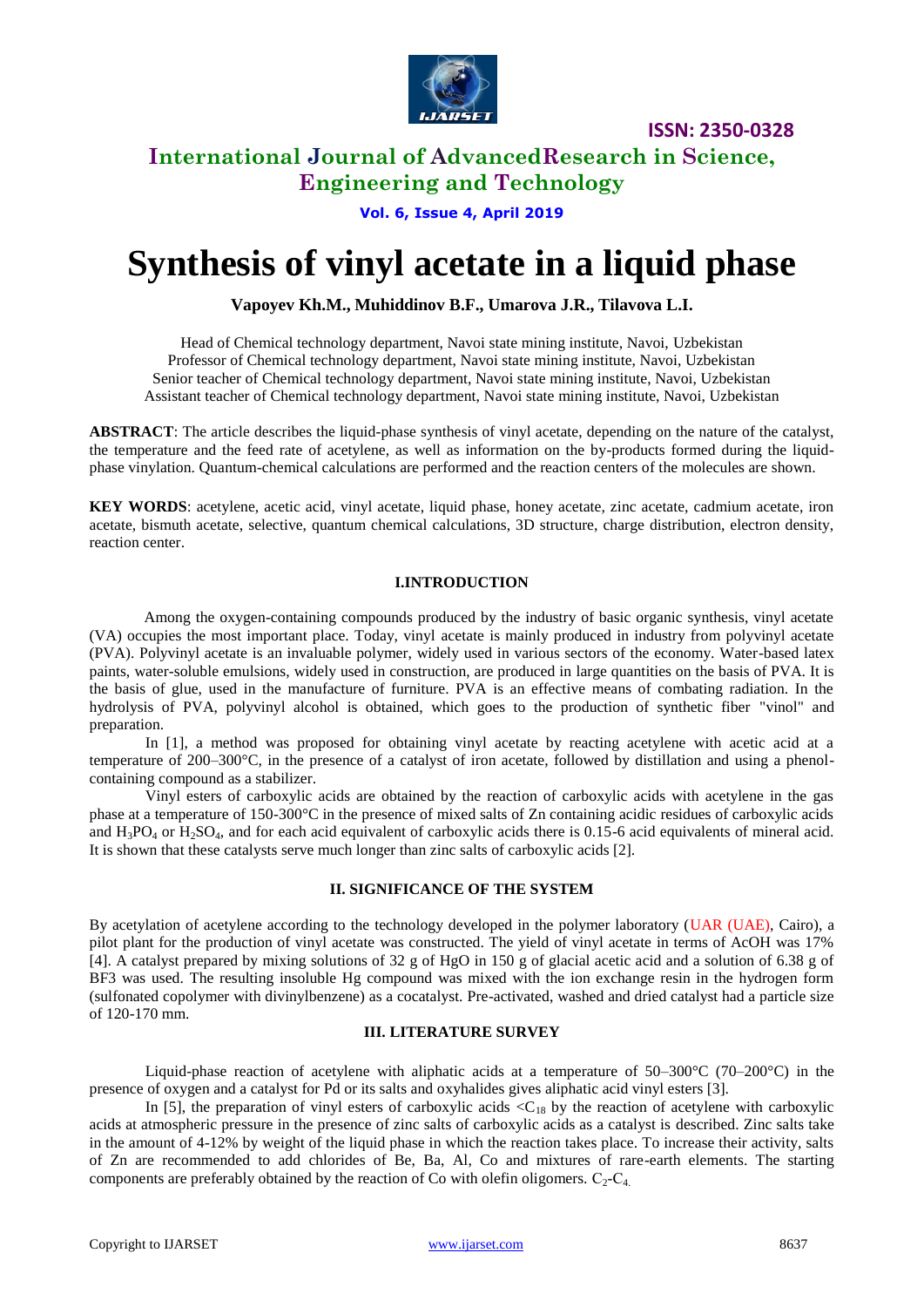# Synthesis of vinyl acetate in a liquid phase

**Vapoyev Kh.M., Muhiddinov B.F., Umarova J.R., Tilavova L.I.**

Head of Chemical technology department, Navoi state mining institute, Navoi, Uzbekistan
Professor of Chemical technology department, Navoi state mining institute, Navoi, Uzbekistan
Senior teacher of Chemical technology department, Navoi state mining institute, Navoi, Uzbekistan
Assistant teacher of Chemical technology department, Navoi state mining institute, Navoi, Uzbekistan

**ABSTRACT**: The article describes the liquid-phase synthesis of vinyl acetate, depending on the nature of the catalyst, the temperature and the feed rate of acetylene, as well as information on the by-products formed during the liquid-phase vinylation. Quantum-chemical calculations are performed and the reaction centers of the molecules are shown.

**KEY WORDS**: acetylene, acetic acid, vinyl acetate, liquid phase, honey acetate, zinc acetate, cadmium acetate, iron acetate, bismuth acetate, selective, quantum chemical calculations, 3D structure, charge distribution, electron density, reaction center.

## I.INTRODUCTION

Among the oxygen-containing compounds produced by the industry of basic organic synthesis, vinyl acetate (VA) occupies the most important place. Today, vinyl acetate is mainly produced in industry from polyvinyl acetate (PVA). Polyvinyl acetate is an invaluable polymer, widely used in various sectors of the economy. Water-based latex paints, water-soluble emulsions, widely used in construction, are produced in large quantities on the basis of PVA. It is the basis of glue, used in the manufacture of furniture. PVA is an effective means of combating radiation. In the hydrolysis of PVA, polyvinyl alcohol is obtained, which goes to the production of synthetic fiber "vinol" and preparation.

In [1], a method was proposed for obtaining vinyl acetate by reacting acetylene with acetic acid at a temperature of 200–300°C, in the presence of a catalyst of iron acetate, followed by distillation and using a phenol-containing compound as a stabilizer.

Vinyl esters of carboxylic acids are obtained by the reaction of carboxylic acids with acetylene in the gas phase at a temperature of 150-300°C in the presence of mixed salts of Zn containing acidic residues of carboxylic acids and $H_3PO_4$ or $H_2SO_4$, and for each acid equivalent of carboxylic acids there is 0.15-6 acid equivalents of mineral acid. It is shown that these catalysts serve much longer than zinc salts of carboxylic acids [2].

## II. SIGNIFICANCE OF THE SYSTEM

By acetylation of acetylene according to the technology developed in the polymer laboratory (UAR (UAE), Cairo), a pilot plant for the production of vinyl acetate was constructed. The yield of vinyl acetate in terms of AcOH was 17% [4]. A catalyst prepared by mixing solutions of 32 g of HgO in 150 g of glacial acetic acid and a solution of 6.38 g of BF3 was used. The resulting insoluble Hg compound was mixed with the ion exchange resin in the hydrogen form (sulfonated copolymer with divinylbenzene) as a cocatalyst. Pre-activated, washed and dried catalyst had a particle size of 120-170 mm.

## III. LITERATURE SURVEY

Liquid-phase reaction of acetylene with aliphatic acids at a temperature of 50–300°C (70–200°C) in the presence of oxygen and a catalyst for Pd or its salts and oxyhalides gives aliphatic acid vinyl esters [3].

In [5], the preparation of vinyl esters of carboxylic acids $<C_{18}$ by the reaction of acetylene with carboxylic acids at atmospheric pressure in the presence of zinc salts of carboxylic acids as a catalyst is described. Zinc salts take in the amount of 4-12% by weight of the liquid phase in which the reaction takes place. To increase their activity, salts of Zn are recommended to add chlorides of Be, Ba, Al, Co and mixtures of rare-earth elements. The starting components are preferably obtained by the reaction of Co with olefin oligomers. $C_2$-$C_4$.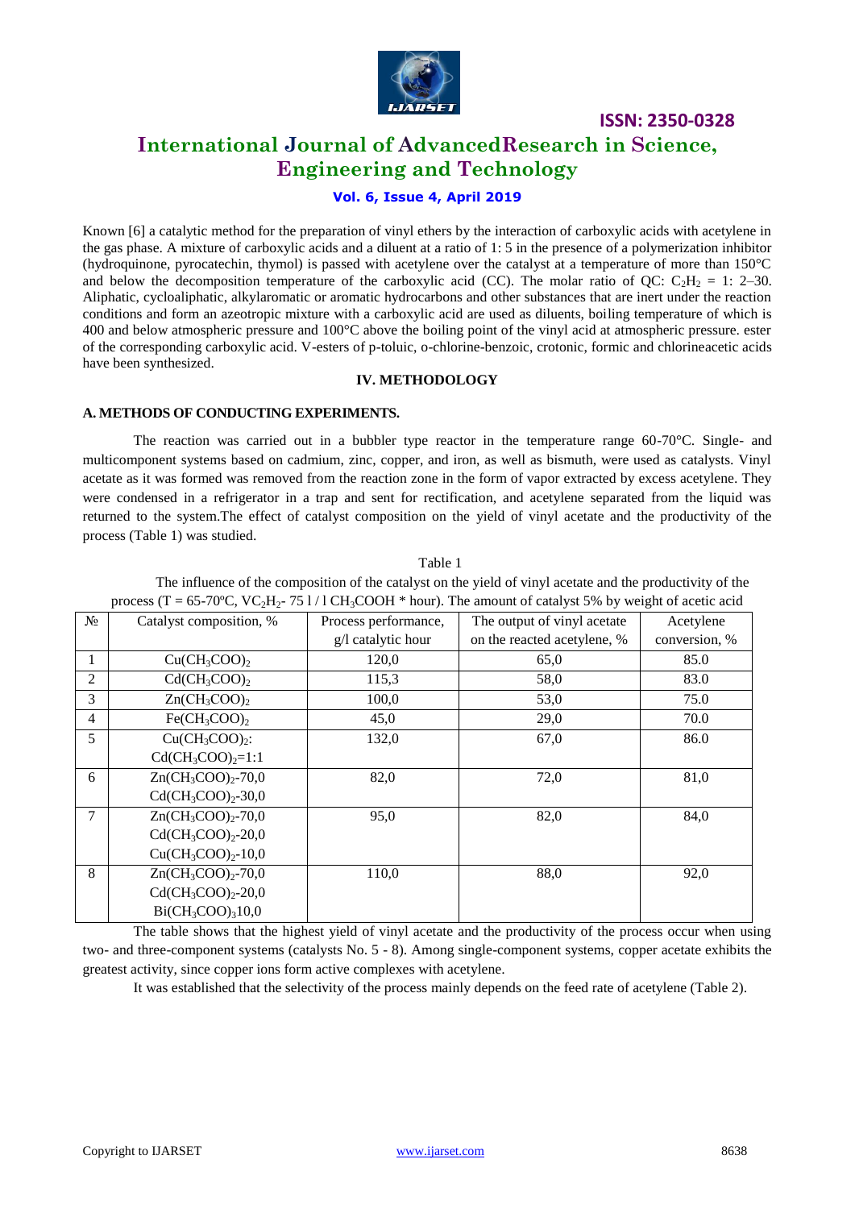Known [6] a catalytic method for the preparation of vinyl ethers by the interaction of carboxylic acids with acetylene in the gas phase. A mixture of carboxylic acids and a diluent at a ratio of 1: 5 in the presence of a polymerization inhibitor (hydroquinone, pyrocatechin, thymol) is passed with acetylene over the catalyst at a temperature of more than 150°C and below the decomposition temperature of the carboxylic acid (CC). The molar ratio of QC: $C_2H_2$ = 1: 2–30. Aliphatic, cycloaliphatic, alkylaromatic or aromatic hydrocarbons and other substances that are inert under the reaction conditions and form an azeotropic mixture with a carboxylic acid are used as diluents, boiling temperature of which is 400 and below atmospheric pressure and 100°C above the boiling point of the vinyl acid at atmospheric pressure. ester of the corresponding carboxylic acid. V-esters of p-toluic, o-chlorine-benzoic, crotonic, formic and chlorineacetic acids have been synthesized.

## IV. METHODOLOGY

### A. METHODS OF CONDUCTING EXPERIMENTS.

The reaction was carried out in a bubbler type reactor in the temperature range 60-70°C. Single- and multicomponent systems based on cadmium, zinc, copper, and iron, as well as bismuth, were used as catalysts. Vinyl acetate as it was formed was removed from the reaction zone in the form of vapor extracted by excess acetylene. They were condensed in a refrigerator in a trap and sent for rectification, and acetylene separated from the liquid was returned to the system.The effect of catalyst composition on the yield of vinyl acetate and the productivity of the process (Table 1) was studied.

Table 1

The influence of the composition of the catalyst on the yield of vinyl acetate and the productivity of the process (T = 65-70ºC, $VC_2H_2$- 75 l / l $CH_3COOH$ * hour). The amount of catalyst 5% by weight of acetic acid

| № | Catalyst composition, % | Process performance, g/l catalytic hour | The output of vinyl acetate on the reacted acetylene, % | Acetylene conversion, % |
|---|---|---|---|---|
| 1 | $Cu(CH_3COO)_2$ | 120,0 | 65,0 | 85.0 |
| 2 | $Cd(CH_3COO)_2$ | 115,3 | 58,0 | 83.0 |
| 3 | $Zn(CH_3COO)_2$ | 100,0 | 53,0 | 75.0 |
| 4 | $Fe(CH_3COO)_2$ | 45,0 | 29,0 | 70.0 |
| 5 | $Cu(CH_3COO)_2$: $Cd(CH_3COO)_2$=1:1 | 132,0 | 67,0 | 86.0 |
| 6 | $Zn(CH_3COO)_2$-70,0 $Cd(CH_3COO)_2$-30,0 | 82,0 | 72,0 | 81,0 |
| 7 | $Zn(CH_3COO)_2$-70,0 $Cd(CH_3COO)_2$-20,0 $Cu(CH_3COO)_2$-10,0 | 95,0 | 82,0 | 84,0 |
| 8 | $Zn(CH_3COO)_2$-70,0 $Cd(CH_3COO)_2$-20,0 $Bi(CH_3COO)_3$10,0 | 110,0 | 88,0 | 92,0 |

The table shows that the highest yield of vinyl acetate and the productivity of the process occur when using two- and three-component systems (catalysts No. 5 - 8). Among single-component systems, copper acetate exhibits the greatest activity, since copper ions form active complexes with acetylene.

It was established that the selectivity of the process mainly depends on the feed rate of acetylene (Table 2).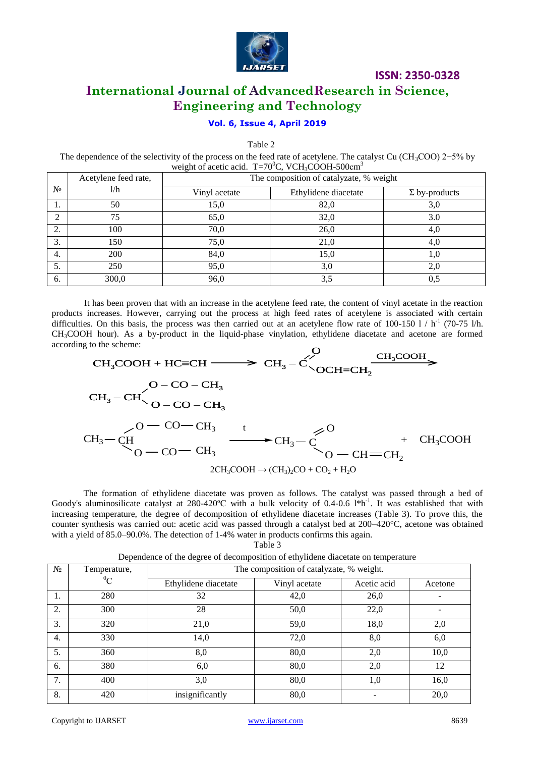Table 2

The dependence of the selectivity of the process on the feed rate of acetylene. The catalyst Cu $(CH_3COO)$ 2−5% by weight of acetic acid. $T=70^0C$, $VCH_3COOH$-500cm$^3$

| № | Acetylene feed rate, l/h | The composition of catalyzate, % weight | | |
|---|---|---|---|---|
| | | Vinyl acetate | Ethylidene diacetate | Σ by-products |
| 1. | 50 | 15,0 | 82,0 | 3,0 |
| 2 | 75 | 65,0 | 32,0 | 3.0 |
| 2. | 100 | 70,0 | 26,0 | 4,0 |
| 3. | 150 | 75,0 | 21,0 | 4,0 |
| 4. | 200 | 84,0 | 15,0 | 1,0 |
| 5. | 250 | 95,0 | 3,0 | 2,0 |
| 6. | 300,0 | 96,0 | 3,5 | 0,5 |

It has been proven that with an increase in the acetylene feed rate, the content of vinyl acetate in the reaction products increases. However, carrying out the process at high feed rates of acetylene is associated with certain difficulties. On this basis, the process was then carried out at an acetylene flow rate of 100-150 l / h$^{-1}$ (70-75 l/h. $CH_3COOH$ hour). As a by-product in the liquid-phase vinylation, ethylidene diacetate and acetone are formed according to the scheme:

$$CH_3COOH + HC{\equiv}CH \longrightarrow CH_3-C(=O)-OCH{=}CH_2 \xrightarrow{CH_3COOH} CH_3-CH(O-CO-CH_3)_2$$

$$CH_3-CH(O-CO-CH_3)_2 \xrightarrow{t} CH_3-C(=O)-O-CH{=}CH_2 + CH_3COOH$$

$$2CH_3COOH \rightarrow (CH_3)_2CO + CO_2 + H_2O$$

The formation of ethylidene diacetate was proven as follows. The catalyst was passed through a bed of Goody's aluminosilicate catalyst at 280-420ºC with a bulk velocity of 0.4-0.6 l*h$^{-1}$. It was established that with increasing temperature, the degree of decomposition of ethylidene diacetate increases (Table 3). To prove this, the counter synthesis was carried out: acetic acid was passed through a catalyst bed at 200–420°C, acetone was obtained with a yield of 85.0–90.0%. The detection of 1-4% water in products confirms this again.

Table 3

Dependence of the degree of decomposition of ethylidene diacetate on temperature

| № | Temperature, $^0C$ | The composition of catalyzate, % weight. | | | |
|---|---|---|---|---|---|
| | | Ethylidene diacetate | Vinyl acetate | Acetic acid | Acetone |
| 1. | 280 | 32 | 42,0 | 26,0 | - |
| 2. | 300 | 28 | 50,0 | 22,0 | - |
| 3. | 320 | 21,0 | 59,0 | 18,0 | 2,0 |
| 4. | 330 | 14,0 | 72,0 | 8,0 | 6,0 |
| 5. | 360 | 8,0 | 80,0 | 2,0 | 10,0 |
| 6. | 380 | 6,0 | 80,0 | 2,0 | 12 |
| 7. | 400 | 3,0 | 80,0 | 1,0 | 16,0 |
| 8. | 420 | insignificantly | 80,0 | - | 20,0 |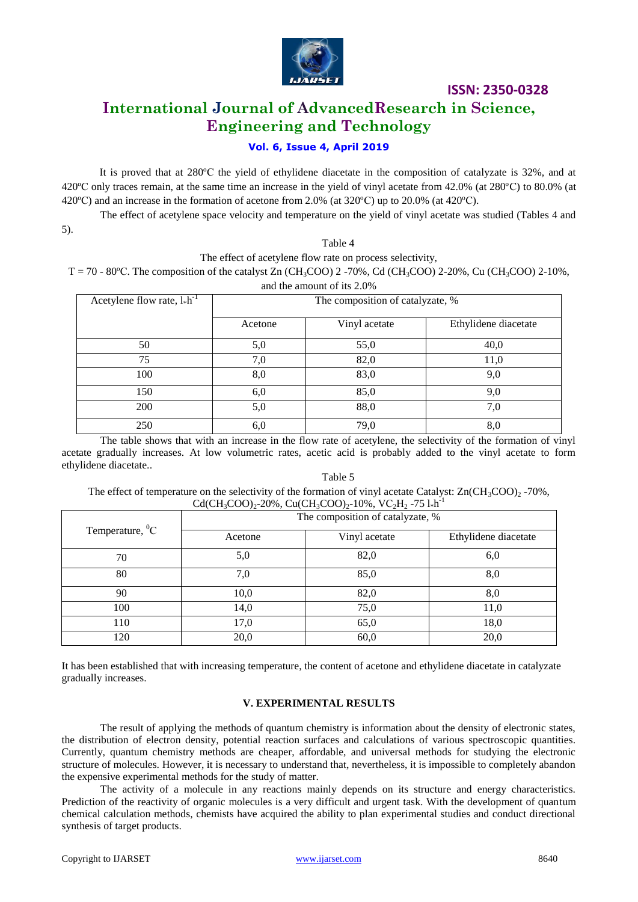It is proved that at 280ºC the yield of ethylidene diacetate in the composition of catalyzate is 32%, and at 420ºC only traces remain, at the same time an increase in the yield of vinyl acetate from 42.0% (at 280ºC) to 80.0% (at 420ºC) and an increase in the formation of acetone from 2.0% (at 320ºC) up to 20.0% (at 420ºC).

The effect of acetylene space velocity and temperature on the yield of vinyl acetate was studied (Tables 4 and 5).

Table 4

The effect of acetylene flow rate on process selectivity, T = 70 - 80ºC. The composition of the catalyst Zn $(CH_3COO)$ 2 -70%, Cd $(CH_3COO)$ 2-20%, Cu $(CH_3COO)$ 2-10%, and the amount of its 2.0%

| Acetylene flow rate, $l{*}h^{-1}$ | The composition of catalyzate, % | | |
|---|---|---|---|
| | Acetone | Vinyl acetate | Ethylidene diacetate |
| 50 | 5,0 | 55,0 | 40,0 |
| 75 | 7,0 | 82,0 | 11,0 |
| 100 | 8,0 | 83,0 | 9,0 |
| 150 | 6,0 | 85,0 | 9,0 |
| 200 | 5,0 | 88,0 | 7,0 |
| 250 | 6,0 | 79,0 | 8,0 |

The table shows that with an increase in the flow rate of acetylene, the selectivity of the formation of vinyl acetate gradually increases. At low volumetric rates, acetic acid is probably added to the vinyl acetate to form ethylidene diacetate..

Table 5

The effect of temperature on the selectivity of the formation of vinyl acetate Catalyst: $Zn(CH_3COO)_2$ -70%, $Cd(CH_3COO)_2$-20%, $Cu(CH_3COO)_2$-10%, $VC_2H_2$ -75 $l{*}h^{-1}$

| Temperature, $^0C$ | The composition of catalyzate, % | | |
|---|---|---|---|
| | Acetone | Vinyl acetate | Ethylidene diacetate |
| 70 | 5,0 | 82,0 | 6,0 |
| 80 | 7,0 | 85,0 | 8,0 |
| 90 | 10,0 | 82,0 | 8,0 |
| 100 | 14,0 | 75,0 | 11,0 |
| 110 | 17,0 | 65,0 | 18,0 |
| 120 | 20,0 | 60,0 | 20,0 |

It has been established that with increasing temperature, the content of acetone and ethylidene diacetate in catalyzate gradually increases.

## V. EXPERIMENTAL RESULTS

The result of applying the methods of quantum chemistry is information about the density of electronic states, the distribution of electron density, potential reaction surfaces and calculations of various spectroscopic quantities. Currently, quantum chemistry methods are cheaper, affordable, and universal methods for studying the electronic structure of molecules. However, it is necessary to understand that, nevertheless, it is impossible to completely abandon the expensive experimental methods for the study of matter.

The activity of a molecule in any reactions mainly depends on its structure and energy characteristics. Prediction of the reactivity of organic molecules is a very difficult and urgent task. With the development of quantum chemical calculation methods, chemists have acquired the ability to plan experimental studies and conduct directional synthesis of target products.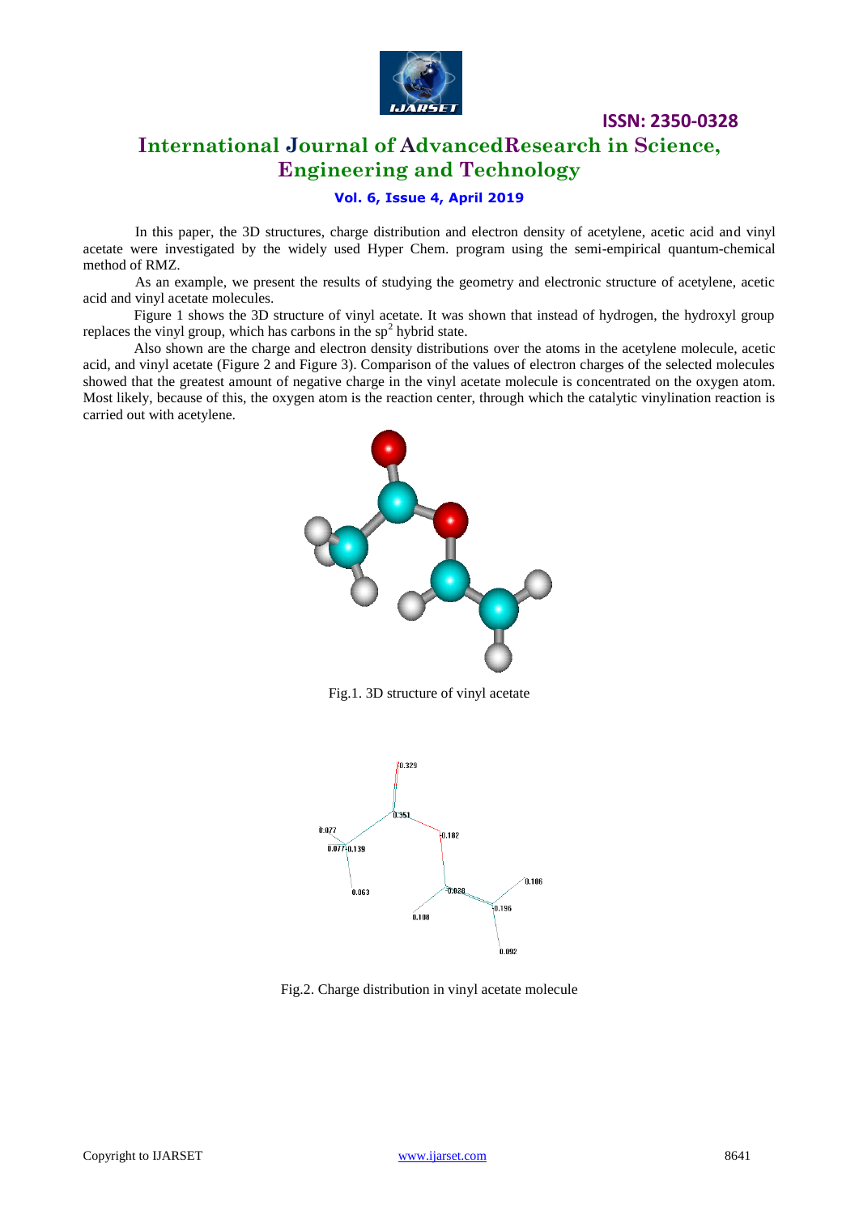In this paper, the 3D structures, charge distribution and electron density of acetylene, acetic acid and vinyl acetate were investigated by the widely used Hyper Chem. program using the semi-empirical quantum-chemical method of RMZ.

As an example, we present the results of studying the geometry and electronic structure of acetylene, acetic acid and vinyl acetate molecules.

Figure 1 shows the 3D structure of vinyl acetate. It was shown that instead of hydrogen, the hydroxyl group replaces the vinyl group, which has carbons in the $sp^2$ hybrid state.

Also shown are the charge and electron density distributions over the atoms in the acetylene molecule, acetic acid, and vinyl acetate (Figure 2 and Figure 3). Comparison of the values of electron charges of the selected molecules showed that the greatest amount of negative charge in the vinyl acetate molecule is concentrated on the oxygen atom. Most likely, because of this, the oxygen atom is the reaction center, through which the catalytic vinylination reaction is carried out with acetylene.

Fig.1. 3D structure of vinyl acetate

Fig.2. Charge distribution in vinyl acetate molecule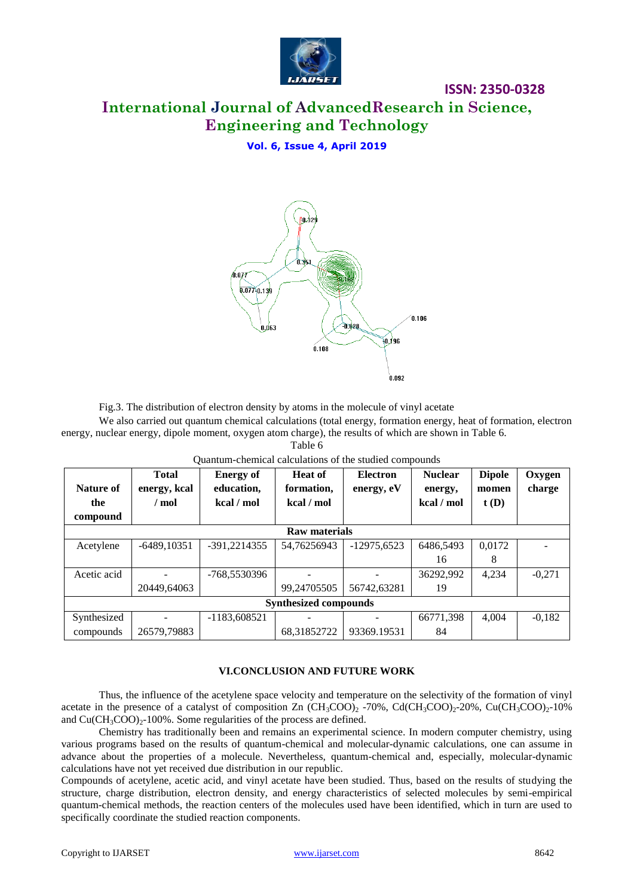Fig.3. The distribution of electron density by atoms in the molecule of vinyl acetate

We also carried out quantum chemical calculations (total energy, formation energy, heat of formation, electron energy, nuclear energy, dipole moment, oxygen atom charge), the results of which are shown in Table 6.

Table 6

Quantum-chemical calculations of the studied compounds

| Nature of the compound | Total energy, kcal / mol | Energy of education, kcal / mol | Heat of formation, kcal / mol | Electron energy, eV | Nuclear energy, kcal / mol | Dipole moment (D) | Oxygen charge |
|---|---|---|---|---|---|---|---|
| **Raw materials** | | | | | | | |
| Acetylene | -6489,10351 | -391,2214355 | 54,76256943 | -12975,6523 | 6486,549316 | 0,01728 | - |
| Acetic acid | -20449,64063 | -768,5530396 | -99,24705505 | -56742,63281 | 36292,99219 | 4,234 | -0,271 |
| **Synthesized compounds** | | | | | | | |
| Synthesized compounds | -26579,79883 | -1183,608521 | -68,31852722 | -93369.19531 | 66771,39884 | 4,004 | -0,182 |

### VI.CONCLUSION AND FUTURE WORK

Thus, the influence of the acetylene space velocity and temperature on the selectivity of the formation of vinyl acetate in the presence of a catalyst of composition Zn $(CH_3COO)_2$ -70%, $Cd(CH_3COO)_2$-20%, $Cu(CH_3COO)_2$-10% and $Cu(CH_3COO)_2$-100%. Some regularities of the process are defined.

Chemistry has traditionally been and remains an experimental science. In modern computer chemistry, using various programs based on the results of quantum-chemical and molecular-dynamic calculations, one can assume in advance about the properties of a molecule. Nevertheless, quantum-chemical and, especially, molecular-dynamic calculations have not yet received due distribution in our republic.

Compounds of acetylene, acetic acid, and vinyl acetate have been studied. Thus, based on the results of studying the structure, charge distribution, electron density, and energy characteristics of selected molecules by semi-empirical quantum-chemical methods, the reaction centers of the molecules used have been identified, which in turn are used to specifically coordinate the studied reaction components.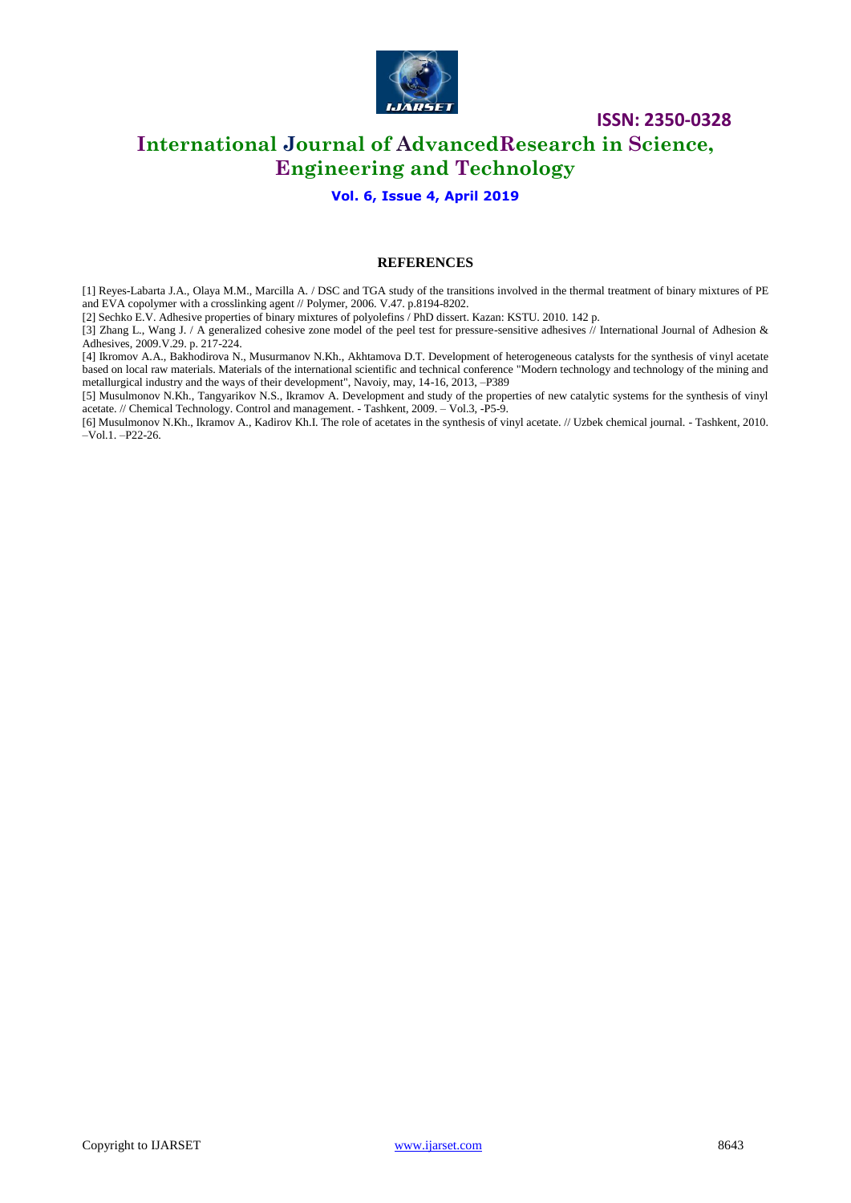## REFERENCES

[1] Reyes-Labarta J.A., Olaya M.M., Marcilla A. / DSC and TGA study of the transitions involved in the thermal treatment of binary mixtures of PE and EVA copolymer with a crosslinking agent // Polymer, 2006. V.47. p.8194-8202.

[2] Sechko E.V. Adhesive properties of binary mixtures of polyolefins / PhD dissert. Kazan: KSTU. 2010. 142 p.

[3] Zhang L., Wang J. / A generalized cohesive zone model of the peel test for pressure-sensitive adhesives // International Journal of Adhesion & Adhesives, 2009.V.29. p. 217-224.

[4] Ikromov A.A., Bakhodirova N., Musurmanov N.Kh., Akhtamova D.T. Development of heterogeneous catalysts for the synthesis of vinyl acetate based on local raw materials. Materials of the international scientific and technical conference "Modern technology and technology of the mining and metallurgical industry and the ways of their development", Navoiy, may, 14-16, 2013, –P389

[5] Musulmonov N.Kh., Tangyarikov N.S., Ikramov A. Development and study of the properties of new catalytic systems for the synthesis of vinyl acetate. // Chemical Technology. Control and management. - Tashkent, 2009. – Vol.3, -P5-9.

[6] Musulmonov N.Kh., Ikramov A., Kadirov Kh.I. The role of acetates in the synthesis of vinyl acetate. // Uzbek chemical journal. - Tashkent, 2010. –Vol.1. –P22-26.